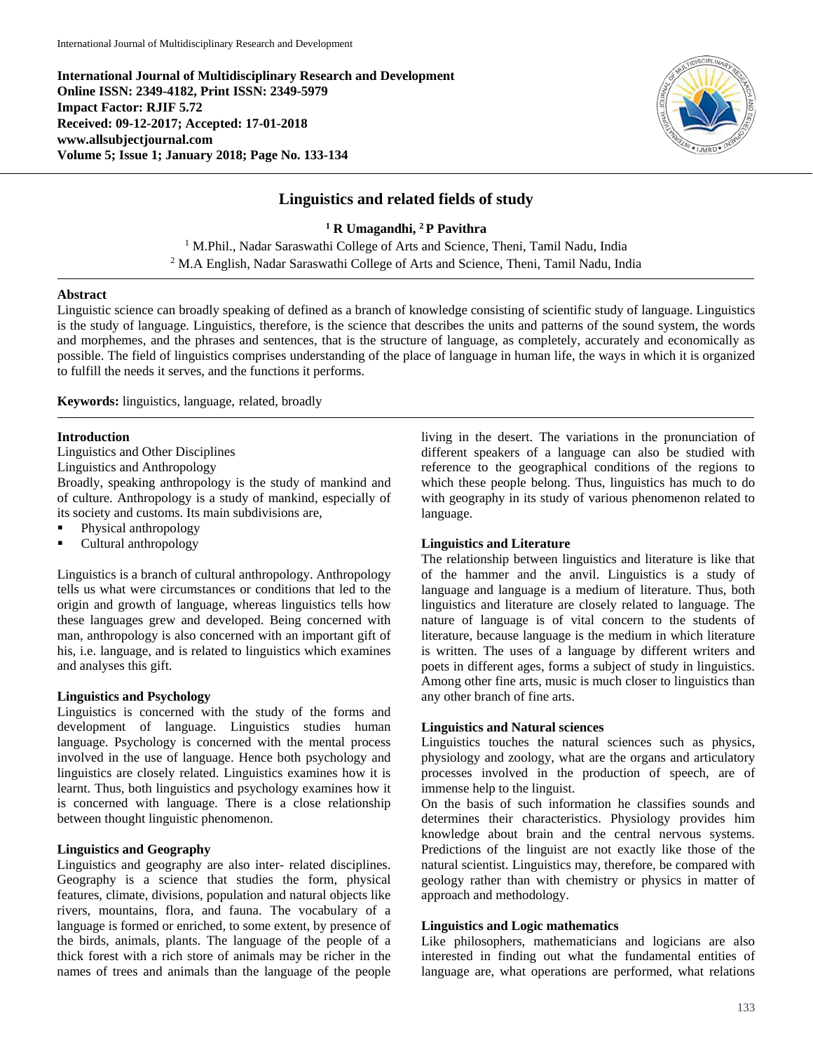International Journal of Multidisciplinary Research and Development
Online ISSN: 2349-4182, Print ISSN: 2349-5979
Impact Factor: RJIF 5.72
Received: 09-12-2017; Accepted: 17-01-2018
www.allsubjectjournal.com
Volume 5; Issue 1; January 2018; Page No. 133-134

# Linguistics and related fields of study

**[1] R Umagandhi, [2] P Pavithra**

[1] M.Phil., Nadar Saraswathi College of Arts and Science, Theni, Tamil Nadu, India
[2] M.A English, Nadar Saraswathi College of Arts and Science, Theni, Tamil Nadu, India

## Abstract

Linguistic science can broadly speaking of defined as a branch of knowledge consisting of scientific study of language. Linguistics is the study of language. Linguistics, therefore, is the science that describes the units and patterns of the sound system, the words and morphemes, and the phrases and sentences, that is the structure of language, as completely, accurately and economically as possible. The field of linguistics comprises understanding of the place of language in human life, the ways in which it is organized to fulfill the needs it serves, and the functions it performs.

**Keywords:** linguistics, language, related, broadly

## Introduction

Linguistics and Other Disciplines

Linguistics and Anthropology

Broadly, speaking anthropology is the study of mankind and of culture. Anthropology is a study of mankind, especially of its society and customs. Its main subdivisions are,

- Physical anthropology
- Cultural anthropology

Linguistics is a branch of cultural anthropology. Anthropology tells us what were circumstances or conditions that led to the origin and growth of language, whereas linguistics tells how these languages grew and developed. Being concerned with man, anthropology is also concerned with an important gift of his, i.e. language, and is related to linguistics which examines and analyses this gift.

### Linguistics and Psychology

Linguistics is concerned with the study of the forms and development of language. Linguistics studies human language. Psychology is concerned with the mental process involved in the use of language. Hence both psychology and linguistics are closely related. Linguistics examines how it is learnt. Thus, both linguistics and psychology examines how it is concerned with language. There is a close relationship between thought linguistic phenomenon.

### Linguistics and Geography

Linguistics and geography are also inter- related disciplines. Geography is a science that studies the form, physical features, climate, divisions, population and natural objects like rivers, mountains, flora, and fauna. The vocabulary of a language is formed or enriched, to some extent, by presence of the birds, animals, plants. The language of the people of a thick forest with a rich store of animals may be richer in the names of trees and animals than the language of the people living in the desert. The variations in the pronunciation of different speakers of a language can also be studied with reference to the geographical conditions of the regions to which these people belong. Thus, linguistics has much to do with geography in its study of various phenomenon related to language.

### Linguistics and Literature

The relationship between linguistics and literature is like that of the hammer and the anvil. Linguistics is a study of language and language is a medium of literature. Thus, both linguistics and literature are closely related to language. The nature of language is of vital concern to the students of literature, because language is the medium in which literature is written. The uses of a language by different writers and poets in different ages, forms a subject of study in linguistics. Among other fine arts, music is much closer to linguistics than any other branch of fine arts.

### Linguistics and Natural sciences

Linguistics touches the natural sciences such as physics, physiology and zoology, what are the organs and articulatory processes involved in the production of speech, are of immense help to the linguist.

On the basis of such information he classifies sounds and determines their characteristics. Physiology provides him knowledge about brain and the central nervous systems. Predictions of the linguist are not exactly like those of the natural scientist. Linguistics may, therefore, be compared with geology rather than with chemistry or physics in matter of approach and methodology.

### Linguistics and Logic mathematics

Like philosophers, mathematicians and logicians are also interested in finding out what the fundamental entities of language are, what operations are performed, what relations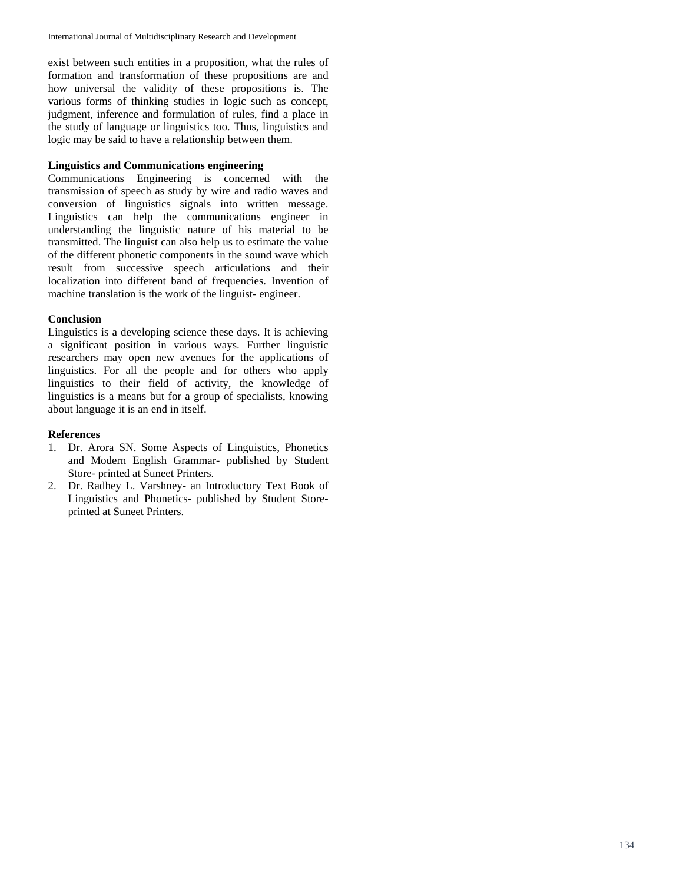exist between such entities in a proposition, what the rules of formation and transformation of these propositions are and how universal the validity of these propositions is. The various forms of thinking studies in logic such as concept, judgment, inference and formulation of rules, find a place in the study of language or linguistics too. Thus, linguistics and logic may be said to have a relationship between them.

### Linguistics and Communications engineering

Communications Engineering is concerned with the transmission of speech as study by wire and radio waves and conversion of linguistics signals into written message. Linguistics can help the communications engineer in understanding the linguistic nature of his material to be transmitted. The linguist can also help us to estimate the value of the different phonetic components in the sound wave which result from successive speech articulations and their localization into different band of frequencies. Invention of machine translation is the work of the linguist- engineer.

### Conclusion

Linguistics is a developing science these days. It is achieving a significant position in various ways. Further linguistic researchers may open new avenues for the applications of linguistics. For all the people and for others who apply linguistics to their field of activity, the knowledge of linguistics is a means but for a group of specialists, knowing about language it is an end in itself.

### References

1. Dr. Arora SN. Some Aspects of Linguistics, Phonetics and Modern English Grammar- published by Student Store- printed at Suneet Printers.
2. Dr. Radhey L. Varshney- an Introductory Text Book of Linguistics and Phonetics- published by Student Store- printed at Suneet Printers.